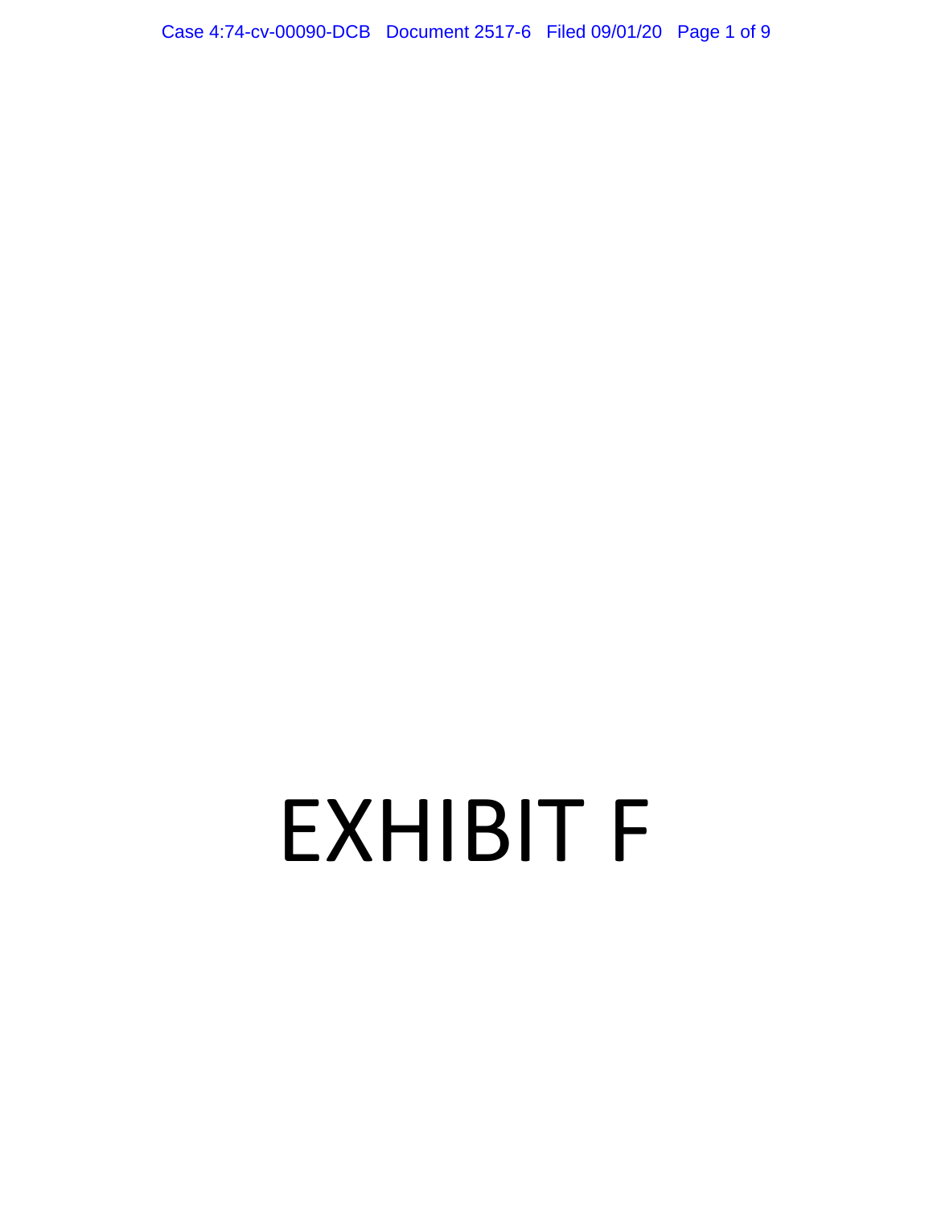# EXHIBIT F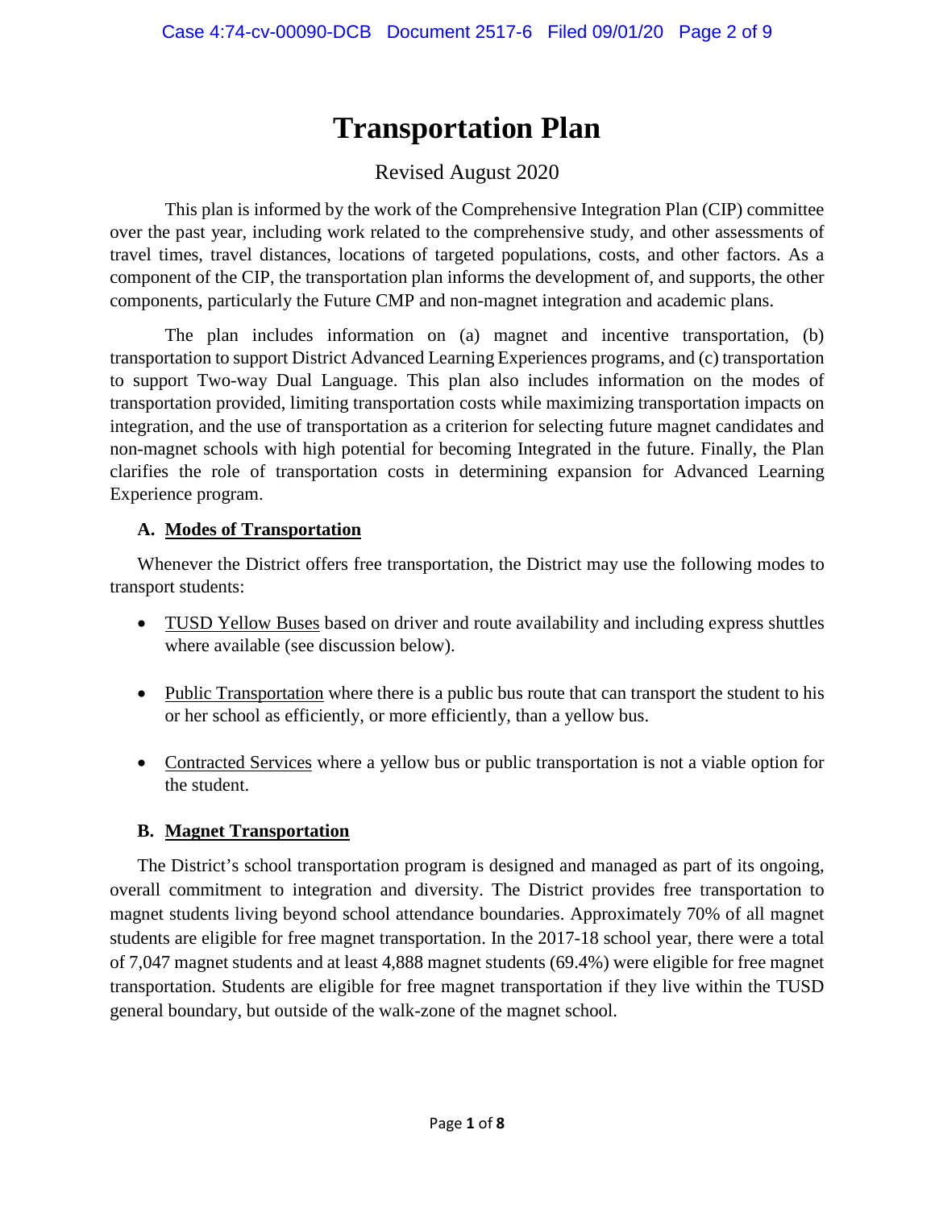# Transportation Plan

Revised August 2020

This plan is informed by the work of the Comprehensive Integration Plan (CIP) committee over the past year, including work related to the comprehensive study, and other assessments of travel times, travel distances, locations of targeted populations, costs, and other factors. As a component of the CIP, the transportation plan informs the development of, and supports, the other components, particularly the Future CMP and non-magnet integration and academic plans.

The plan includes information on (a) magnet and incentive transportation, (b) transportation to support District Advanced Learning Experiences programs, and (c) transportation to support Two-way Dual Language. This plan also includes information on the modes of transportation provided, limiting transportation costs while maximizing transportation impacts on integration, and the use of transportation as a criterion for selecting future magnet candidates and non-magnet schools with high potential for becoming Integrated in the future. Finally, the Plan clarifies the role of transportation costs in determining expansion for Advanced Learning Experience program.

## A. Modes of Transportation

Whenever the District offers free transportation, the District may use the following modes to transport students:

- TUSD Yellow Buses based on driver and route availability and including express shuttles where available (see discussion below).
- Public Transportation where there is a public bus route that can transport the student to his or her school as efficiently, or more efficiently, than a yellow bus.
- Contracted Services where a yellow bus or public transportation is not a viable option for the student.

## B. Magnet Transportation

The District's school transportation program is designed and managed as part of its ongoing, overall commitment to integration and diversity. The District provides free transportation to magnet students living beyond school attendance boundaries. Approximately 70% of all magnet students are eligible for free magnet transportation. In the 2017-18 school year, there were a total of 7,047 magnet students and at least 4,888 magnet students (69.4%) were eligible for free magnet transportation. Students are eligible for free magnet transportation if they live within the TUSD general boundary, but outside of the walk-zone of the magnet school.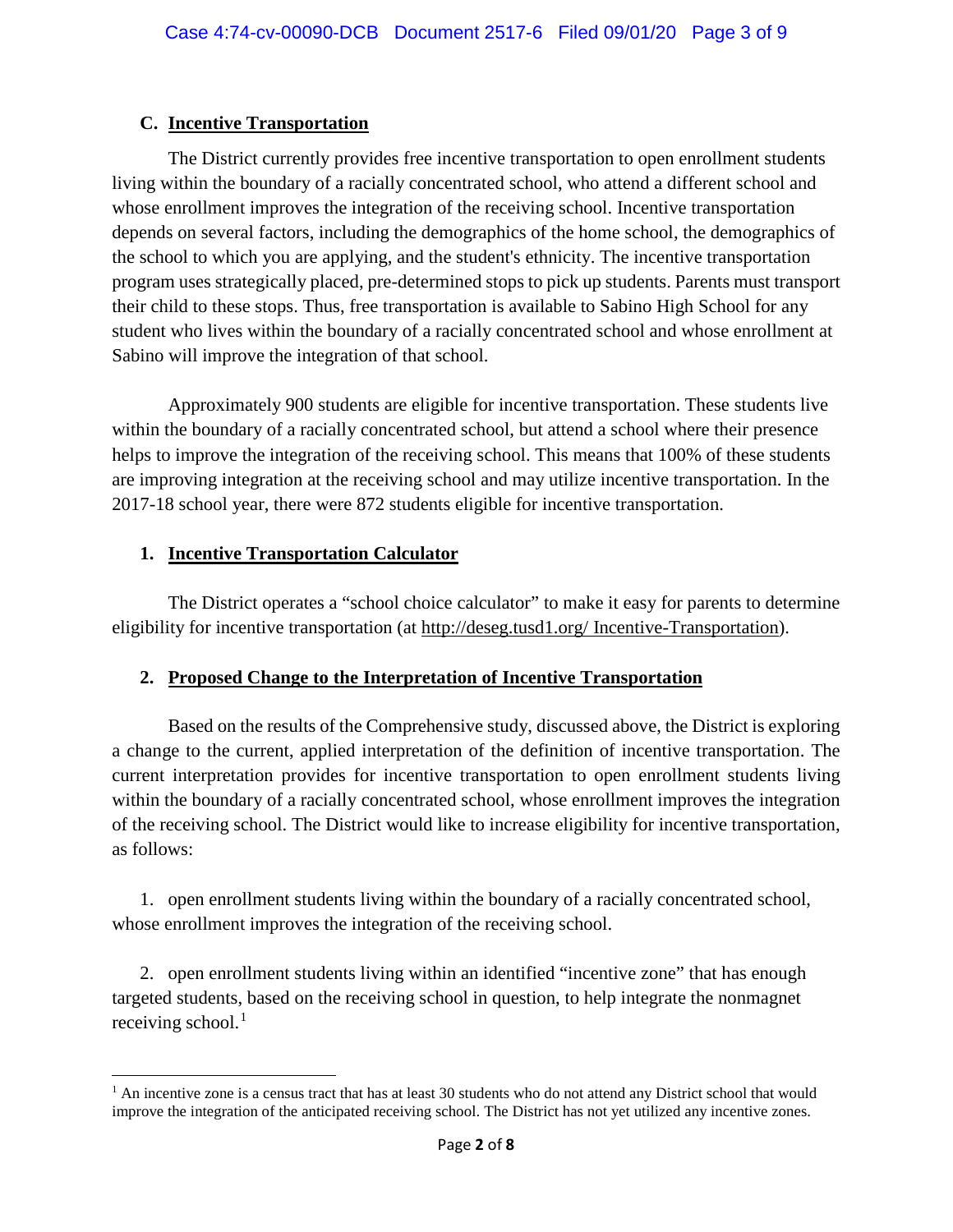### C. Incentive Transportation

The District currently provides free incentive transportation to open enrollment students living within the boundary of a racially concentrated school, who attend a different school and whose enrollment improves the integration of the receiving school. Incentive transportation depends on several factors, including the demographics of the home school, the demographics of the school to which you are applying, and the student's ethnicity. The incentive transportation program uses strategically placed, pre-determined stops to pick up students. Parents must transport their child to these stops. Thus, free transportation is available to Sabino High School for any student who lives within the boundary of a racially concentrated school and whose enrollment at Sabino will improve the integration of that school.

Approximately 900 students are eligible for incentive transportation. These students live within the boundary of a racially concentrated school, but attend a school where their presence helps to improve the integration of the receiving school. This means that 100% of these students are improving integration at the receiving school and may utilize incentive transportation. In the 2017-18 school year, there were 872 students eligible for incentive transportation.

#### 1. Incentive Transportation Calculator

The District operates a "school choice calculator" to make it easy for parents to determine eligibility for incentive transportation (at http://deseg.tusd1.org/ Incentive-Transportation).

#### 2. Proposed Change to the Interpretation of Incentive Transportation

Based on the results of the Comprehensive study, discussed above, the District is exploring a change to the current, applied interpretation of the definition of incentive transportation. The current interpretation provides for incentive transportation to open enrollment students living within the boundary of a racially concentrated school, whose enrollment improves the integration of the receiving school. The District would like to increase eligibility for incentive transportation, as follows:

1. open enrollment students living within the boundary of a racially concentrated school, whose enrollment improves the integration of the receiving school.

2. open enrollment students living within an identified "incentive zone" that has enough targeted students, based on the receiving school in question, to help integrate the nonmagnet receiving school.[1]

---

[1] An incentive zone is a census tract that has at least 30 students who do not attend any District school that would improve the integration of the anticipated receiving school. The District has not yet utilized any incentive zones.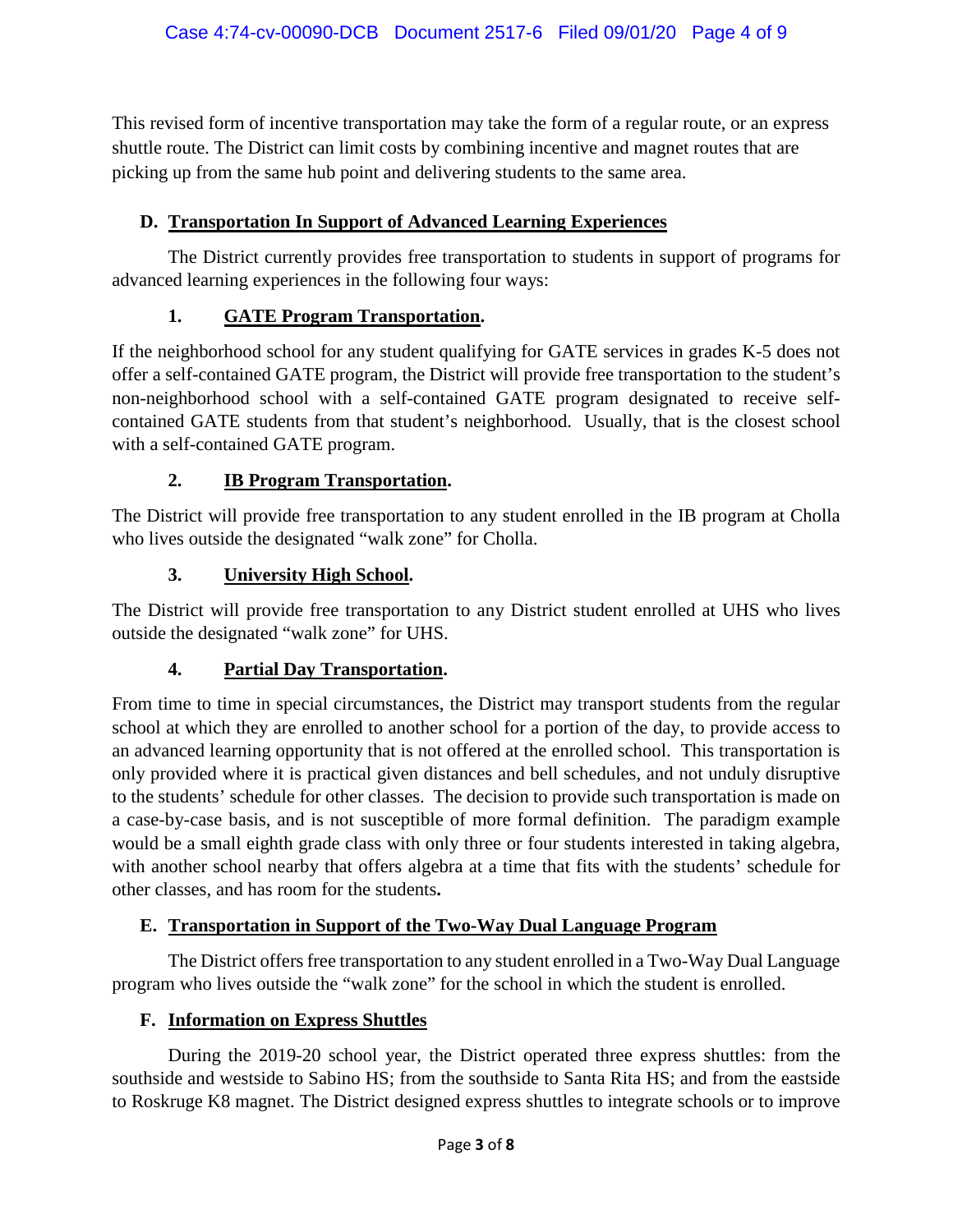This revised form of incentive transportation may take the form of a regular route, or an express shuttle route. The District can limit costs by combining incentive and magnet routes that are picking up from the same hub point and delivering students to the same area.

## D. Transportation In Support of Advanced Learning Experiences

The District currently provides free transportation to students in support of programs for advanced learning experiences in the following four ways:

### 1. GATE Program Transportation.

If the neighborhood school for any student qualifying for GATE services in grades K-5 does not offer a self-contained GATE program, the District will provide free transportation to the student's non-neighborhood school with a self-contained GATE program designated to receive self-contained GATE students from that student's neighborhood. Usually, that is the closest school with a self-contained GATE program.

### 2. IB Program Transportation.

The District will provide free transportation to any student enrolled in the IB program at Cholla who lives outside the designated "walk zone" for Cholla.

### 3. University High School.

The District will provide free transportation to any District student enrolled at UHS who lives outside the designated "walk zone" for UHS.

### 4. Partial Day Transportation.

From time to time in special circumstances, the District may transport students from the regular school at which they are enrolled to another school for a portion of the day, to provide access to an advanced learning opportunity that is not offered at the enrolled school. This transportation is only provided where it is practical given distances and bell schedules, and not unduly disruptive to the students' schedule for other classes. The decision to provide such transportation is made on a case-by-case basis, and is not susceptible of more formal definition. The paradigm example would be a small eighth grade class with only three or four students interested in taking algebra, with another school nearby that offers algebra at a time that fits with the students' schedule for other classes, and has room for the students**.**

## E. Transportation in Support of the Two-Way Dual Language Program

The District offers free transportation to any student enrolled in a Two-Way Dual Language program who lives outside the "walk zone" for the school in which the student is enrolled.

## F. Information on Express Shuttles

During the 2019-20 school year, the District operated three express shuttles: from the southside and westside to Sabino HS; from the southside to Santa Rita HS; and from the eastside to Roskruge K8 magnet. The District designed express shuttles to integrate schools or to improve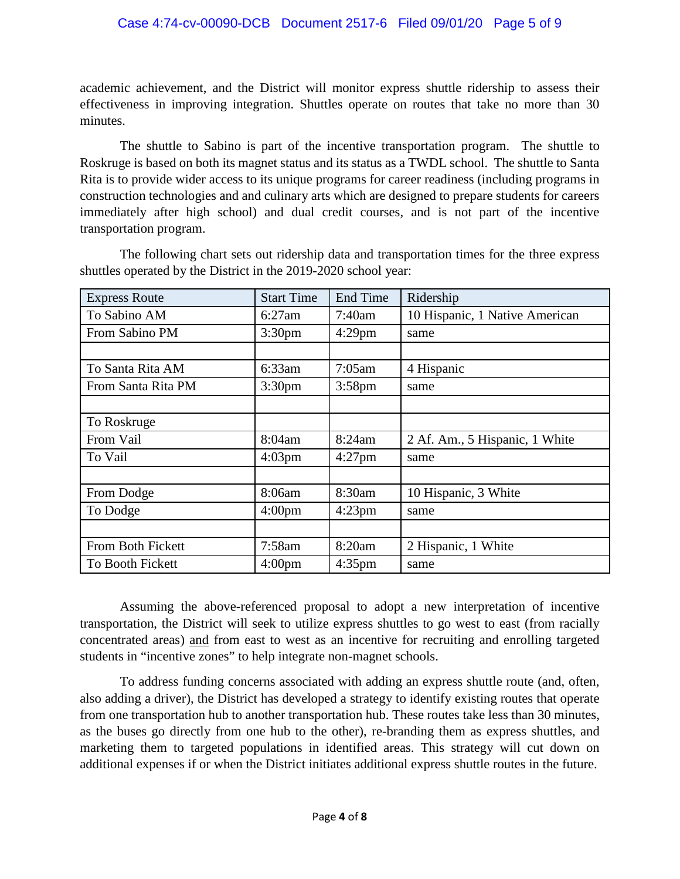academic achievement, and the District will monitor express shuttle ridership to assess their effectiveness in improving integration. Shuttles operate on routes that take no more than 30 minutes.

The shuttle to Sabino is part of the incentive transportation program. The shuttle to Roskruge is based on both its magnet status and its status as a TWDL school. The shuttle to Santa Rita is to provide wider access to its unique programs for career readiness (including programs in construction technologies and and culinary arts which are designed to prepare students for careers immediately after high school) and dual credit courses, and is not part of the incentive transportation program.

The following chart sets out ridership data and transportation times for the three express shuttles operated by the District in the 2019-2020 school year:

| Express Route | Start Time | End Time | Ridership |
|---|---|---|---|
| To Sabino AM | 6:27am | 7:40am | 10 Hispanic, 1 Native American |
| From Sabino PM | 3:30pm | 4:29pm | same |
| | | | |
| To Santa Rita AM | 6:33am | 7:05am | 4 Hispanic |
| From Santa Rita PM | 3:30pm | 3:58pm | same |
| | | | |
| To Roskruge | | | |
| From Vail | 8:04am | 8:24am | 2 Af. Am., 5 Hispanic, 1 White |
| To Vail | 4:03pm | 4:27pm | same |
| | | | |
| From Dodge | 8:06am | 8:30am | 10 Hispanic, 3 White |
| To Dodge | 4:00pm | 4:23pm | same |
| | | | |
| From Both Fickett | 7:58am | 8:20am | 2 Hispanic, 1 White |
| To Booth Fickett | 4:00pm | 4:35pm | same |

Assuming the above-referenced proposal to adopt a new interpretation of incentive transportation, the District will seek to utilize express shuttles to go west to east (from racially concentrated areas) and from east to west as an incentive for recruiting and enrolling targeted students in "incentive zones" to help integrate non-magnet schools.

To address funding concerns associated with adding an express shuttle route (and, often, also adding a driver), the District has developed a strategy to identify existing routes that operate from one transportation hub to another transportation hub. These routes take less than 30 minutes, as the buses go directly from one hub to the other), re-branding them as express shuttles, and marketing them to targeted populations in identified areas. This strategy will cut down on additional expenses if or when the District initiates additional express shuttle routes in the future.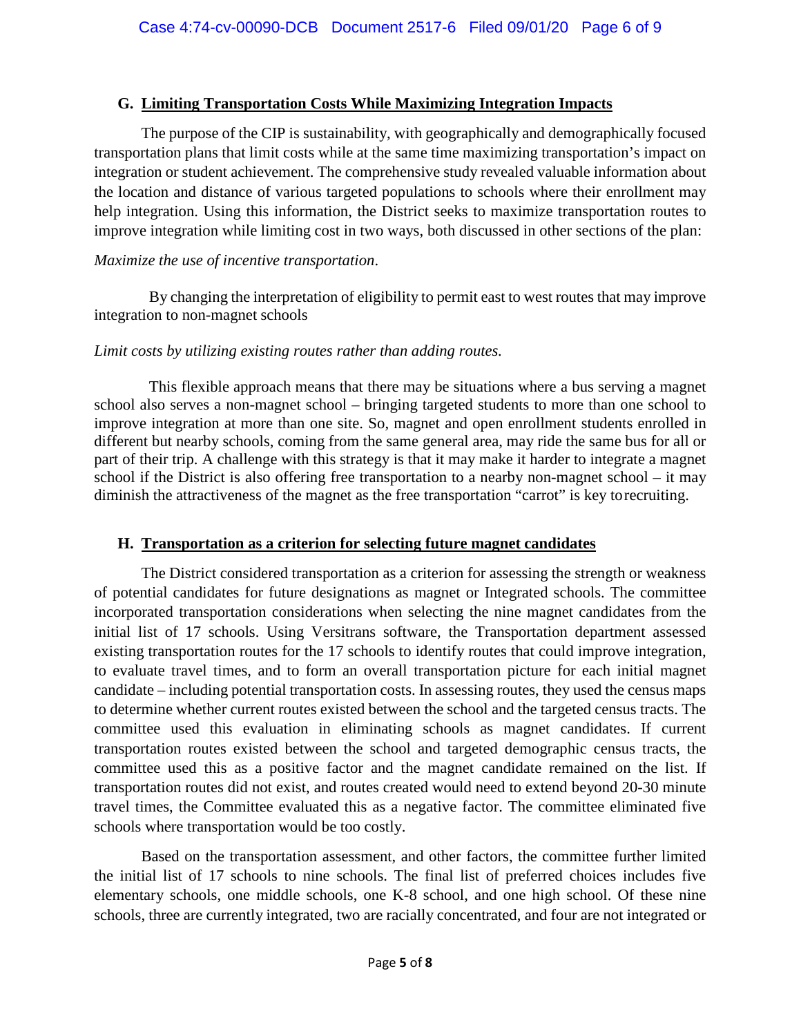### G. Limiting Transportation Costs While Maximizing Integration Impacts

The purpose of the CIP is sustainability, with geographically and demographically focused transportation plans that limit costs while at the same time maximizing transportation's impact on integration or student achievement. The comprehensive study revealed valuable information about the location and distance of various targeted populations to schools where their enrollment may help integration. Using this information, the District seeks to maximize transportation routes to improve integration while limiting cost in two ways, both discussed in other sections of the plan:

*Maximize the use of incentive transportation*.

By changing the interpretation of eligibility to permit east to west routes that may improve integration to non-magnet schools

*Limit costs by utilizing existing routes rather than adding routes.*

This flexible approach means that there may be situations where a bus serving a magnet school also serves a non-magnet school – bringing targeted students to more than one school to improve integration at more than one site. So, magnet and open enrollment students enrolled in different but nearby schools, coming from the same general area, may ride the same bus for all or part of their trip. A challenge with this strategy is that it may make it harder to integrate a magnet school if the District is also offering free transportation to a nearby non-magnet school – it may diminish the attractiveness of the magnet as the free transportation "carrot" is key to recruiting.

### H. Transportation as a criterion for selecting future magnet candidates

The District considered transportation as a criterion for assessing the strength or weakness of potential candidates for future designations as magnet or Integrated schools. The committee incorporated transportation considerations when selecting the nine magnet candidates from the initial list of 17 schools. Using Versitrans software, the Transportation department assessed existing transportation routes for the 17 schools to identify routes that could improve integration, to evaluate travel times, and to form an overall transportation picture for each initial magnet candidate – including potential transportation costs. In assessing routes, they used the census maps to determine whether current routes existed between the school and the targeted census tracts. The committee used this evaluation in eliminating schools as magnet candidates. If current transportation routes existed between the school and targeted demographic census tracts, the committee used this as a positive factor and the magnet candidate remained on the list. If transportation routes did not exist, and routes created would need to extend beyond 20-30 minute travel times, the Committee evaluated this as a negative factor. The committee eliminated five schools where transportation would be too costly.

Based on the transportation assessment, and other factors, the committee further limited the initial list of 17 schools to nine schools. The final list of preferred choices includes five elementary schools, one middle schools, one K-8 school, and one high school. Of these nine schools, three are currently integrated, two are racially concentrated, and four are not integrated or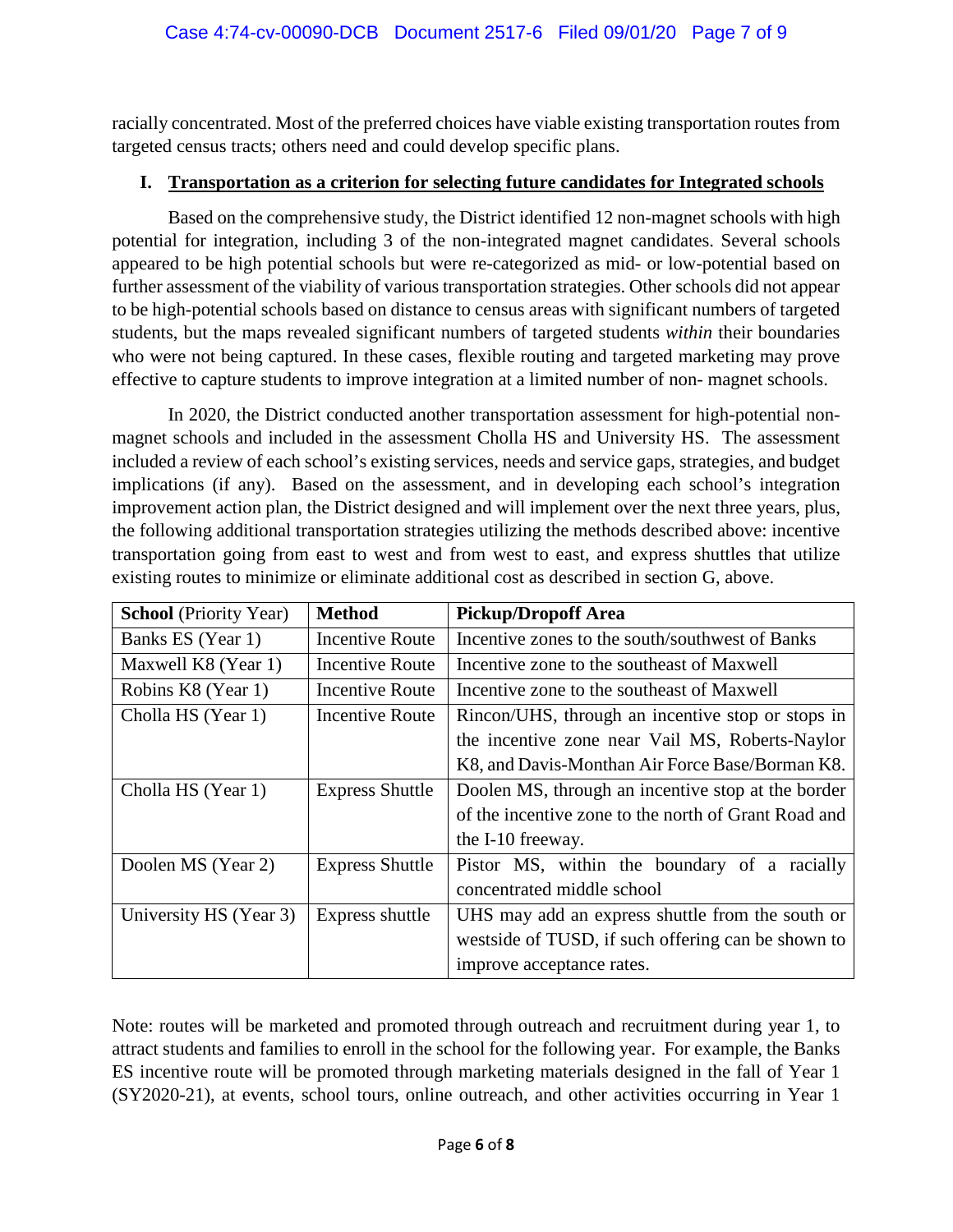racially concentrated. Most of the preferred choices have viable existing transportation routes from targeted census tracts; others need and could develop specific plans.

## I. Transportation as a criterion for selecting future candidates for Integrated schools

Based on the comprehensive study, the District identified 12 non-magnet schools with high potential for integration, including 3 of the non-integrated magnet candidates. Several schools appeared to be high potential schools but were re-categorized as mid- or low-potential based on further assessment of the viability of various transportation strategies. Other schools did not appear to be high-potential schools based on distance to census areas with significant numbers of targeted students, but the maps revealed significant numbers of targeted students *within* their boundaries who were not being captured. In these cases, flexible routing and targeted marketing may prove effective to capture students to improve integration at a limited number of non- magnet schools.

In 2020, the District conducted another transportation assessment for high-potential non-magnet schools and included in the assessment Cholla HS and University HS. The assessment included a review of each school's existing services, needs and service gaps, strategies, and budget implications (if any). Based on the assessment, and in developing each school's integration improvement action plan, the District designed and will implement over the next three years, plus, the following additional transportation strategies utilizing the methods described above: incentive transportation going from east to west and from west to east, and express shuttles that utilize existing routes to minimize or eliminate additional cost as described in section G, above.

| **School** (Priority Year) | **Method** | **Pickup/Dropoff Area** |
|---|---|---|
| Banks ES (Year 1) | Incentive Route | Incentive zones to the south/southwest of Banks |
| Maxwell K8 (Year 1) | Incentive Route | Incentive zone to the southeast of Maxwell |
| Robins K8 (Year 1) | Incentive Route | Incentive zone to the southeast of Maxwell |
| Cholla HS (Year 1) | Incentive Route | Rincon/UHS, through an incentive stop or stops in the incentive zone near Vail MS, Roberts-Naylor K8, and Davis-Monthan Air Force Base/Borman K8. |
| Cholla HS (Year 1) | Express Shuttle | Doolen MS, through an incentive stop at the border of the incentive zone to the north of Grant Road and the I-10 freeway. |
| Doolen MS (Year 2) | Express Shuttle | Pistor MS, within the boundary of a racially concentrated middle school |
| University HS (Year 3) | Express shuttle | UHS may add an express shuttle from the south or westside of TUSD, if such offering can be shown to improve acceptance rates. |

Note: routes will be marketed and promoted through outreach and recruitment during year 1, to attract students and families to enroll in the school for the following year. For example, the Banks ES incentive route will be promoted through marketing materials designed in the fall of Year 1 (SY2020-21), at events, school tours, online outreach, and other activities occurring in Year 1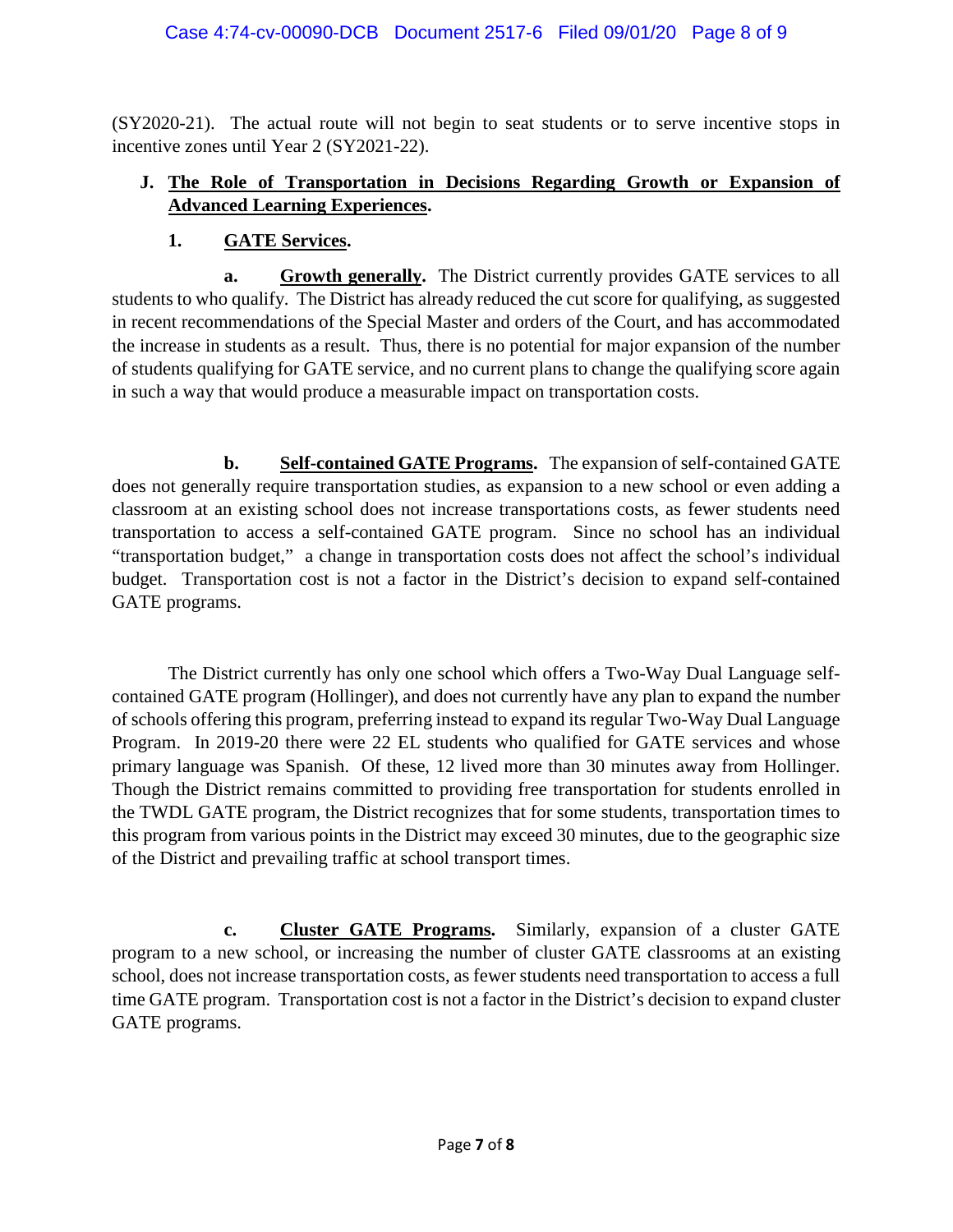(SY2020-21). The actual route will not begin to seat students or to serve incentive stops in incentive zones until Year 2 (SY2021-22).

**J. <u>The Role of Transportation in Decisions Regarding Growth or Expansion of Advanced Learning Experiences</u>.**

**1. <u>GATE Services</u>.**

**a. <u>Growth generally</u>.** The District currently provides GATE services to all students to who qualify. The District has already reduced the cut score for qualifying, as suggested in recent recommendations of the Special Master and orders of the Court, and has accommodated the increase in students as a result. Thus, there is no potential for major expansion of the number of students qualifying for GATE service, and no current plans to change the qualifying score again in such a way that would produce a measurable impact on transportation costs.

**b. <u>Self-contained GATE Programs</u>.** The expansion of self-contained GATE does not generally require transportation studies, as expansion to a new school or even adding a classroom at an existing school does not increase transportations costs, as fewer students need transportation to access a self-contained GATE program. Since no school has an individual "transportation budget," a change in transportation costs does not affect the school's individual budget. Transportation cost is not a factor in the District's decision to expand self-contained GATE programs.

The District currently has only one school which offers a Two-Way Dual Language self-contained GATE program (Hollinger), and does not currently have any plan to expand the number of schools offering this program, preferring instead to expand its regular Two-Way Dual Language Program. In 2019-20 there were 22 EL students who qualified for GATE services and whose primary language was Spanish. Of these, 12 lived more than 30 minutes away from Hollinger. Though the District remains committed to providing free transportation for students enrolled in the TWDL GATE program, the District recognizes that for some students, transportation times to this program from various points in the District may exceed 30 minutes, due to the geographic size of the District and prevailing traffic at school transport times.

**c. <u>Cluster GATE Programs</u>.** Similarly, expansion of a cluster GATE program to a new school, or increasing the number of cluster GATE classrooms at an existing school, does not increase transportation costs, as fewer students need transportation to access a full time GATE program. Transportation cost is not a factor in the District's decision to expand cluster GATE programs.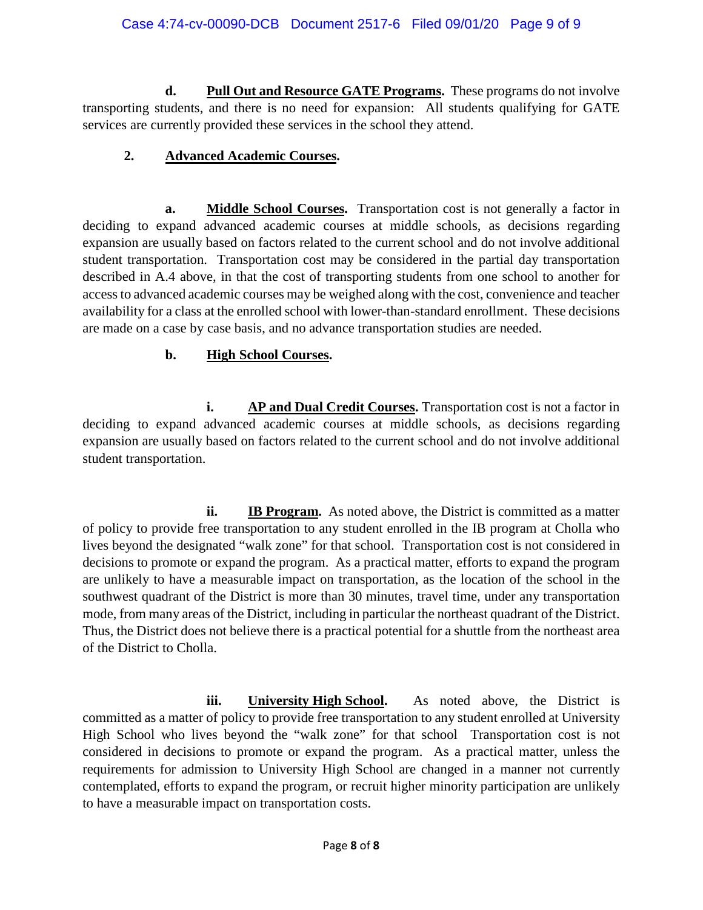**d. Pull Out and Resource GATE Programs.** These programs do not involve transporting students, and there is no need for expansion: All students qualifying for GATE services are currently provided these services in the school they attend.

**2. Advanced Academic Courses.**

**a. Middle School Courses.** Transportation cost is not generally a factor in deciding to expand advanced academic courses at middle schools, as decisions regarding expansion are usually based on factors related to the current school and do not involve additional student transportation. Transportation cost may be considered in the partial day transportation described in A.4 above, in that the cost of transporting students from one school to another for access to advanced academic courses may be weighed along with the cost, convenience and teacher availability for a class at the enrolled school with lower-than-standard enrollment. These decisions are made on a case by case basis, and no advance transportation studies are needed.

**b. High School Courses.**

**i. AP and Dual Credit Courses.** Transportation cost is not a factor in deciding to expand advanced academic courses at middle schools, as decisions regarding expansion are usually based on factors related to the current school and do not involve additional student transportation.

**ii. IB Program.** As noted above, the District is committed as a matter of policy to provide free transportation to any student enrolled in the IB program at Cholla who lives beyond the designated "walk zone" for that school. Transportation cost is not considered in decisions to promote or expand the program. As a practical matter, efforts to expand the program are unlikely to have a measurable impact on transportation, as the location of the school in the southwest quadrant of the District is more than 30 minutes, travel time, under any transportation mode, from many areas of the District, including in particular the northeast quadrant of the District. Thus, the District does not believe there is a practical potential for a shuttle from the northeast area of the District to Cholla.

**iii. University High School.** As noted above, the District is committed as a matter of policy to provide free transportation to any student enrolled at University High School who lives beyond the "walk zone" for that school Transportation cost is not considered in decisions to promote or expand the program. As a practical matter, unless the requirements for admission to University High School are changed in a manner not currently contemplated, efforts to expand the program, or recruit higher minority participation are unlikely to have a measurable impact on transportation costs.